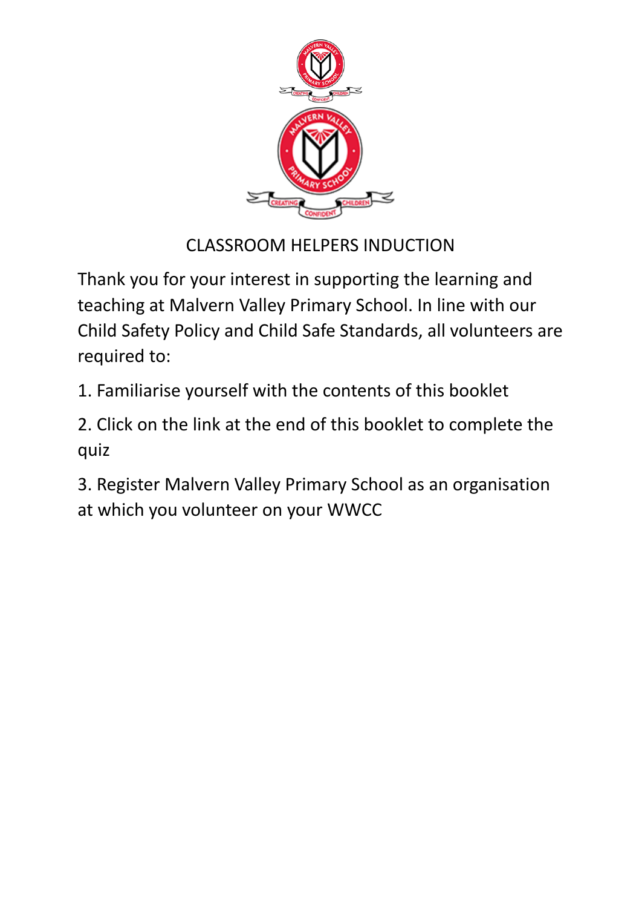# CLASSROOM HELPERS INDUCTION

Thank you for your interest in supporting the learning and teaching at Malvern Valley Primary School. In line with our Child Safety Policy and Child Safe Standards, all volunteers are required to:

1. Familiarise yourself with the contents of this booklet
2. Click on the link at the end of this booklet to complete the quiz
3. Register Malvern Valley Primary School as an organisation at which you volunteer on your WWCC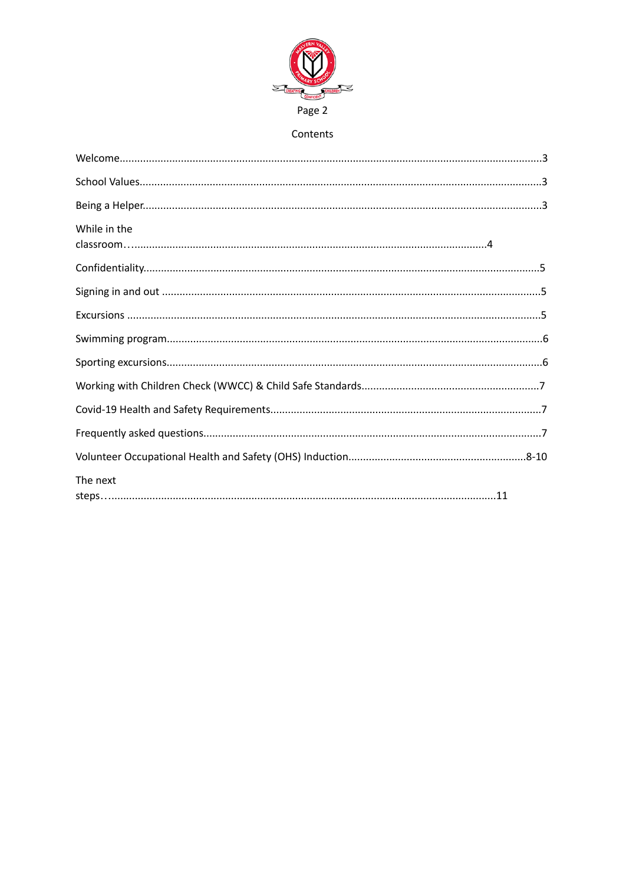## Contents

- Welcome...3
- School Values...3
- Being a Helper...3
- While in the classroom…...4
- Confidentiality...5
- Signing in and out...5
- Excursions...5
- Swimming program...6
- Sporting excursions...6
- Working with Children Check (WWCC) & Child Safe Standards...7
- Covid-19 Health and Safety Requirements...7
- Frequently asked questions...7
- Volunteer Occupational Health and Safety (OHS) Induction...8-10
- The next steps…...11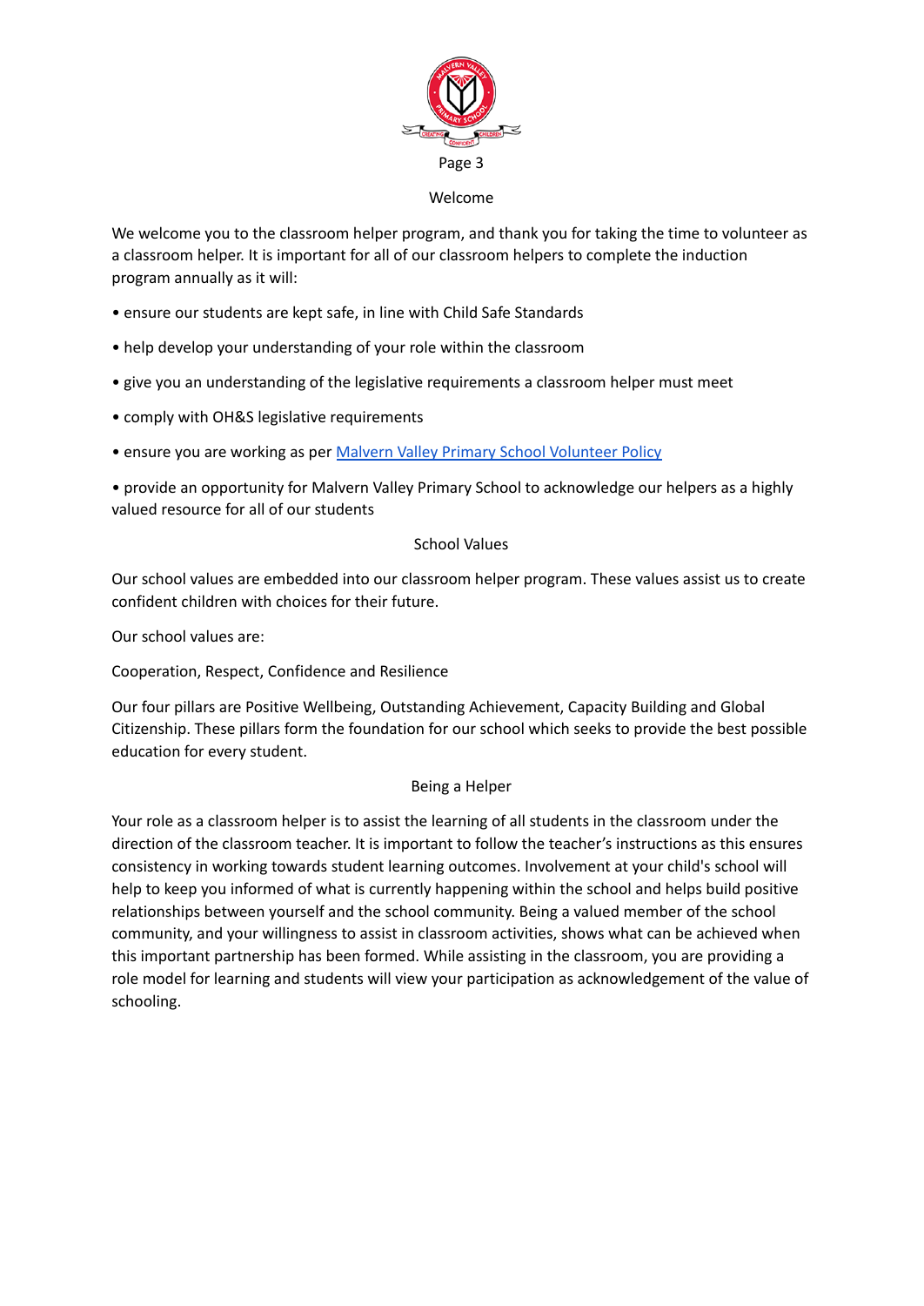## Welcome

We welcome you to the classroom helper program, and thank you for taking the time to volunteer as a classroom helper. It is important for all of our classroom helpers to complete the induction program annually as it will:

- ensure our students are kept safe, in line with Child Safe Standards
- help develop your understanding of your role within the classroom
- give you an understanding of the legislative requirements a classroom helper must meet
- comply with OH&S legislative requirements
- ensure you are working as per Malvern Valley Primary School Volunteer Policy
- provide an opportunity for Malvern Valley Primary School to acknowledge our helpers as a highly valued resource for all of our students

## School Values

Our school values are embedded into our classroom helper program. These values assist us to create confident children with choices for their future.

Our school values are:

Cooperation, Respect, Confidence and Resilience

Our four pillars are Positive Wellbeing, Outstanding Achievement, Capacity Building and Global Citizenship. These pillars form the foundation for our school which seeks to provide the best possible education for every student.

## Being a Helper

Your role as a classroom helper is to assist the learning of all students in the classroom under the direction of the classroom teacher. It is important to follow the teacher's instructions as this ensures consistency in working towards student learning outcomes. Involvement at your child's school will help to keep you informed of what is currently happening within the school and helps build positive relationships between yourself and the school community. Being a valued member of the school community, and your willingness to assist in classroom activities, shows what can be achieved when this important partnership has been formed. While assisting in the classroom, you are providing a role model for learning and students will view your participation as acknowledgement of the value of schooling.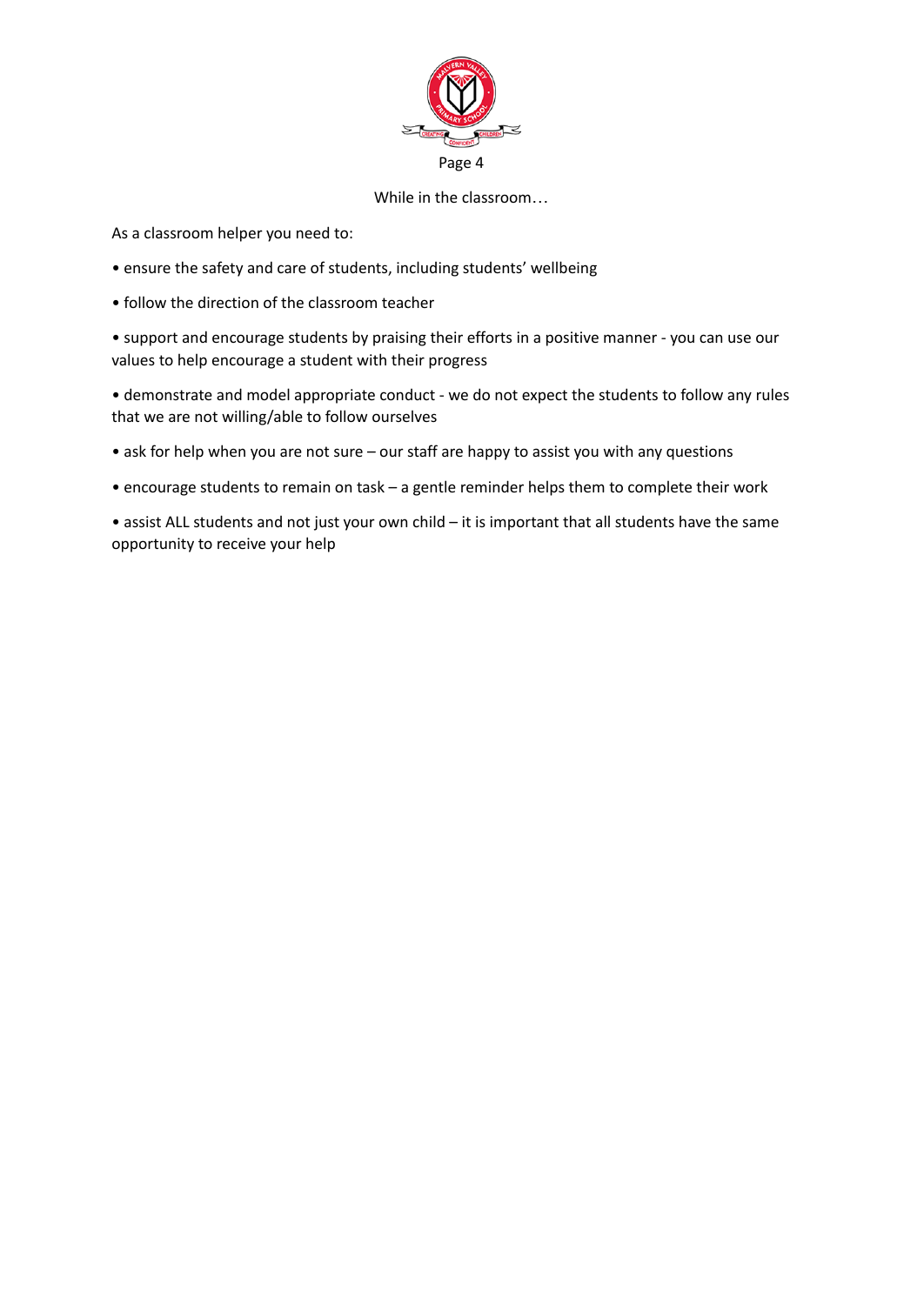## While in the classroom…

As a classroom helper you need to:

- ensure the safety and care of students, including students' wellbeing
- follow the direction of the classroom teacher
- support and encourage students by praising their efforts in a positive manner - you can use our values to help encourage a student with their progress
- demonstrate and model appropriate conduct - we do not expect the students to follow any rules that we are not willing/able to follow ourselves
- ask for help when you are not sure – our staff are happy to assist you with any questions
- encourage students to remain on task – a gentle reminder helps them to complete their work
- assist ALL students and not just your own child – it is important that all students have the same opportunity to receive your help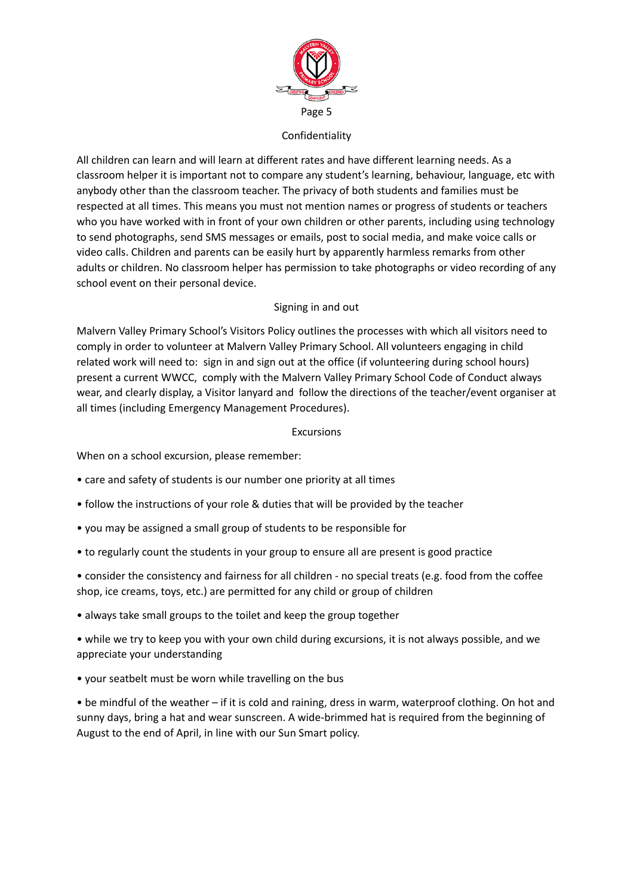## Confidentiality

All children can learn and will learn at different rates and have different learning needs. As a classroom helper it is important not to compare any student's learning, behaviour, language, etc with anybody other than the classroom teacher. The privacy of both students and families must be respected at all times. This means you must not mention names or progress of students or teachers who you have worked with in front of your own children or other parents, including using technology to send photographs, send SMS messages or emails, post to social media, and make voice calls or video calls. Children and parents can be easily hurt by apparently harmless remarks from other adults or children. No classroom helper has permission to take photographs or video recording of any school event on their personal device.

## Signing in and out

Malvern Valley Primary School's Visitors Policy outlines the processes with which all visitors need to comply in order to volunteer at Malvern Valley Primary School. All volunteers engaging in child related work will need to: sign in and sign out at the office (if volunteering during school hours) present a current WWCC, comply with the Malvern Valley Primary School Code of Conduct always wear, and clearly display, a Visitor lanyard and follow the directions of the teacher/event organiser at all times (including Emergency Management Procedures).

## Excursions

When on a school excursion, please remember:

- care and safety of students is our number one priority at all times
- follow the instructions of your role & duties that will be provided by the teacher
- you may be assigned a small group of students to be responsible for
- to regularly count the students in your group to ensure all are present is good practice
- consider the consistency and fairness for all children - no special treats (e.g. food from the coffee shop, ice creams, toys, etc.) are permitted for any child or group of children
- always take small groups to the toilet and keep the group together
- while we try to keep you with your own child during excursions, it is not always possible, and we appreciate your understanding
- your seatbelt must be worn while travelling on the bus
- be mindful of the weather – if it is cold and raining, dress in warm, waterproof clothing. On hot and sunny days, bring a hat and wear sunscreen. A wide-brimmed hat is required from the beginning of August to the end of April, in line with our Sun Smart policy.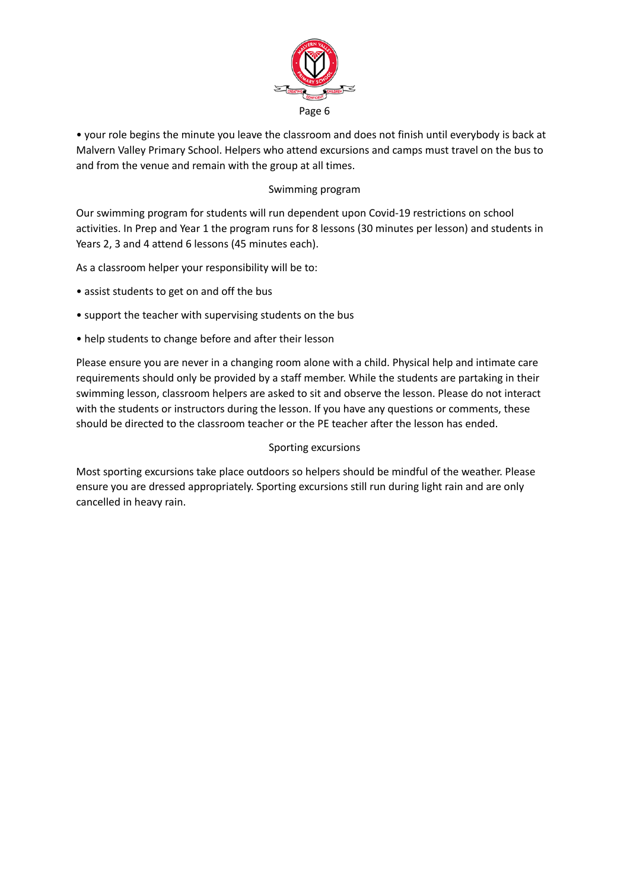- your role begins the minute you leave the classroom and does not finish until everybody is back at Malvern Valley Primary School. Helpers who attend excursions and camps must travel on the bus to and from the venue and remain with the group at all times.

## Swimming program

Our swimming program for students will run dependent upon Covid-19 restrictions on school activities. In Prep and Year 1 the program runs for 8 lessons (30 minutes per lesson) and students in Years 2, 3 and 4 attend 6 lessons (45 minutes each).

As a classroom helper your responsibility will be to:

- assist students to get on and off the bus
- support the teacher with supervising students on the bus
- help students to change before and after their lesson

Please ensure you are never in a changing room alone with a child. Physical help and intimate care requirements should only be provided by a staff member. While the students are partaking in their swimming lesson, classroom helpers are asked to sit and observe the lesson. Please do not interact with the students or instructors during the lesson. If you have any questions or comments, these should be directed to the classroom teacher or the PE teacher after the lesson has ended.

## Sporting excursions

Most sporting excursions take place outdoors so helpers should be mindful of the weather. Please ensure you are dressed appropriately. Sporting excursions still run during light rain and are only cancelled in heavy rain.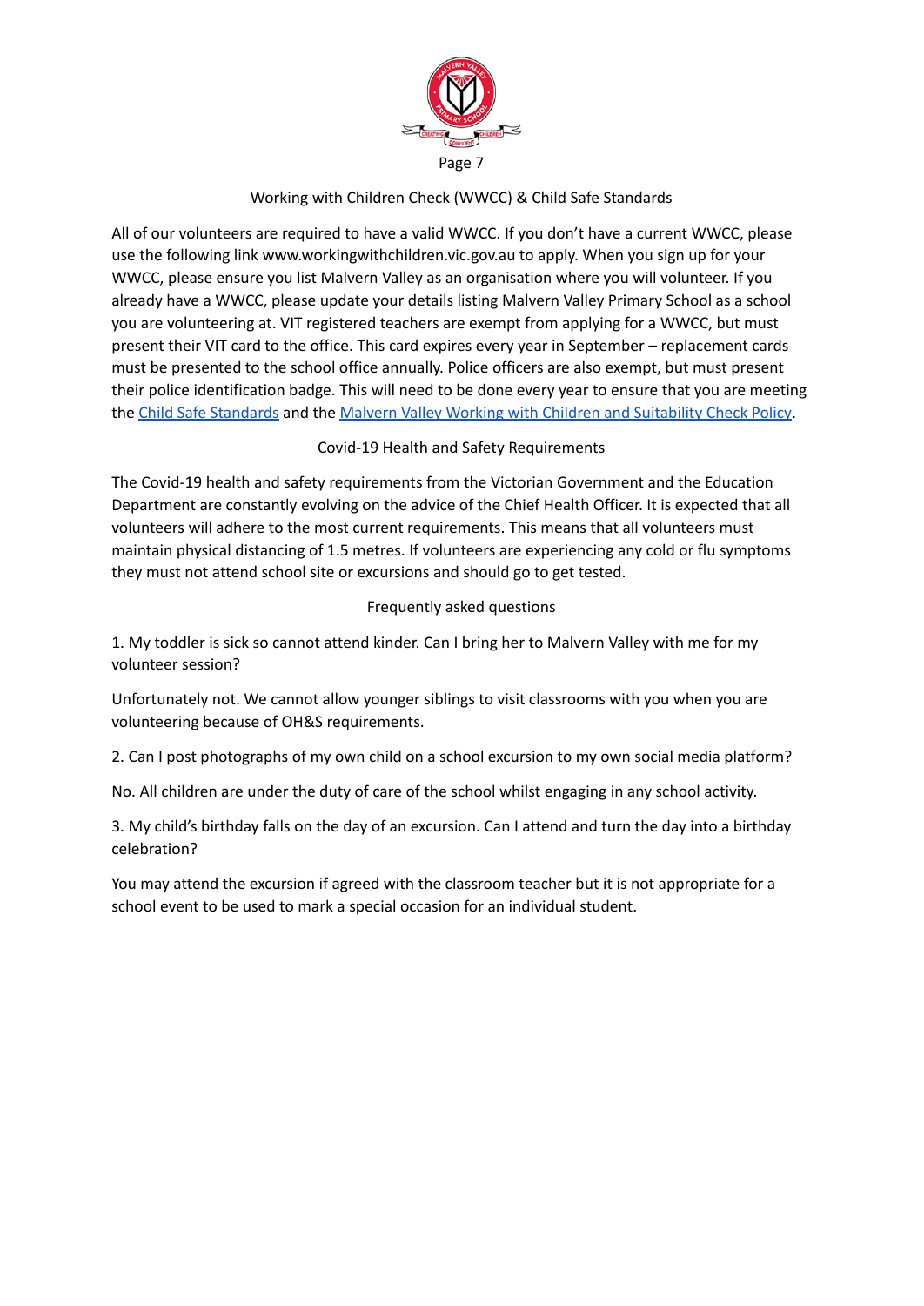## Working with Children Check (WWCC) & Child Safe Standards

All of our volunteers are required to have a valid WWCC. If you don't have a current WWCC, please use the following link www.workingwithchildren.vic.gov.au to apply. When you sign up for your WWCC, please ensure you list Malvern Valley as an organisation where you will volunteer. If you already have a WWCC, please update your details listing Malvern Valley Primary School as a school you are volunteering at. VIT registered teachers are exempt from applying for a WWCC, but must present their VIT card to the office. This card expires every year in September – replacement cards must be presented to the school office annually. Police officers are also exempt, but must present their police identification badge. This will need to be done every year to ensure that you are meeting the Child Safe Standards and the Malvern Valley Working with Children and Suitability Check Policy.

## Covid-19 Health and Safety Requirements

The Covid-19 health and safety requirements from the Victorian Government and the Education Department are constantly evolving on the advice of the Chief Health Officer. It is expected that all volunteers will adhere to the most current requirements. This means that all volunteers must maintain physical distancing of 1.5 metres. If volunteers are experiencing any cold or flu symptoms they must not attend school site or excursions and should go to get tested.

## Frequently asked questions

1. My toddler is sick so cannot attend kinder. Can I bring her to Malvern Valley with me for my volunteer session?

Unfortunately not. We cannot allow younger siblings to visit classrooms with you when you are volunteering because of OH&S requirements.

2. Can I post photographs of my own child on a school excursion to my own social media platform?

No. All children are under the duty of care of the school whilst engaging in any school activity.

3. My child's birthday falls on the day of an excursion. Can I attend and turn the day into a birthday celebration?

You may attend the excursion if agreed with the classroom teacher but it is not appropriate for a school event to be used to mark a special occasion for an individual student.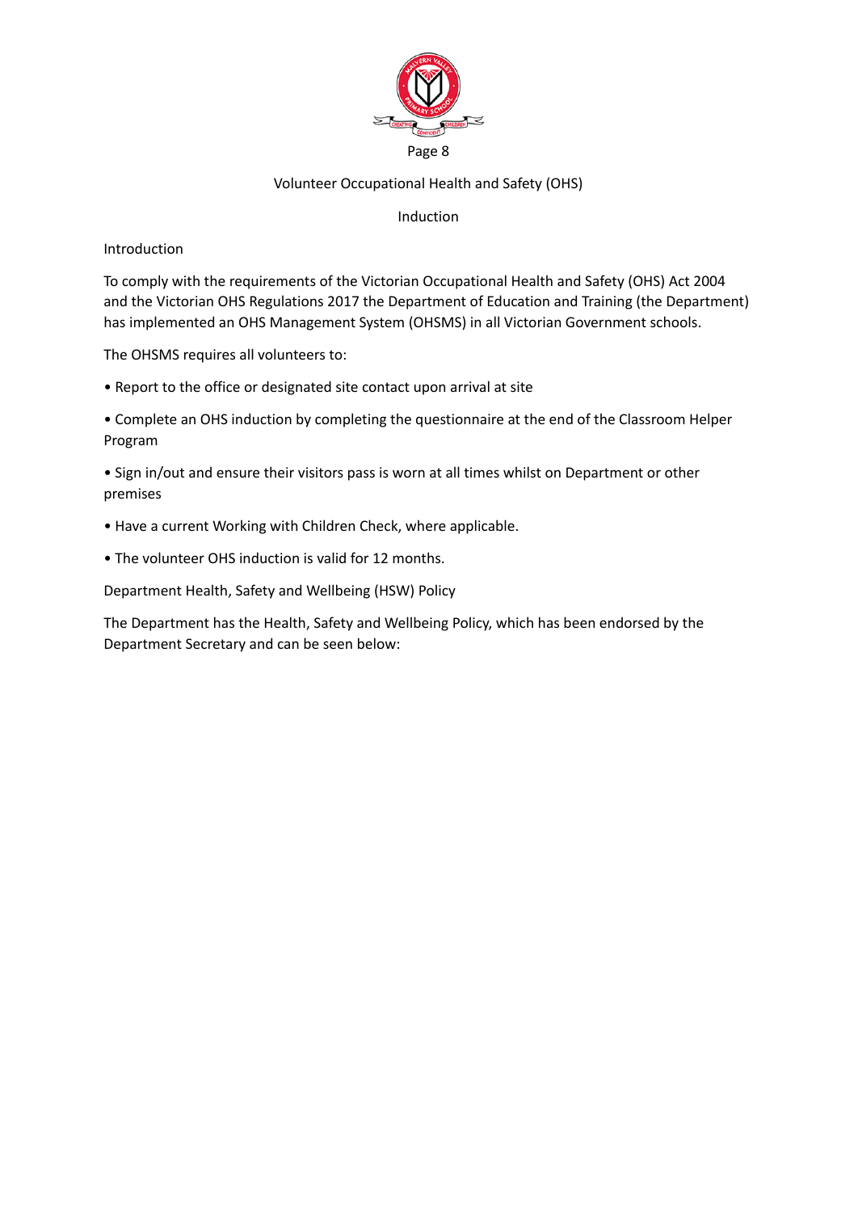# Volunteer Occupational Health and Safety (OHS)

# Induction

## Introduction

To comply with the requirements of the Victorian Occupational Health and Safety (OHS) Act 2004 and the Victorian OHS Regulations 2017 the Department of Education and Training (the Department) has implemented an OHS Management System (OHSMS) in all Victorian Government schools.

The OHSMS requires all volunteers to:

- Report to the office or designated site contact upon arrival at site
- Complete an OHS induction by completing the questionnaire at the end of the Classroom Helper Program
- Sign in/out and ensure their visitors pass is worn at all times whilst on Department or other premises
- Have a current Working with Children Check, where applicable.
- The volunteer OHS induction is valid for 12 months.

## Department Health, Safety and Wellbeing (HSW) Policy

The Department has the Health, Safety and Wellbeing Policy, which has been endorsed by the Department Secretary and can be seen below: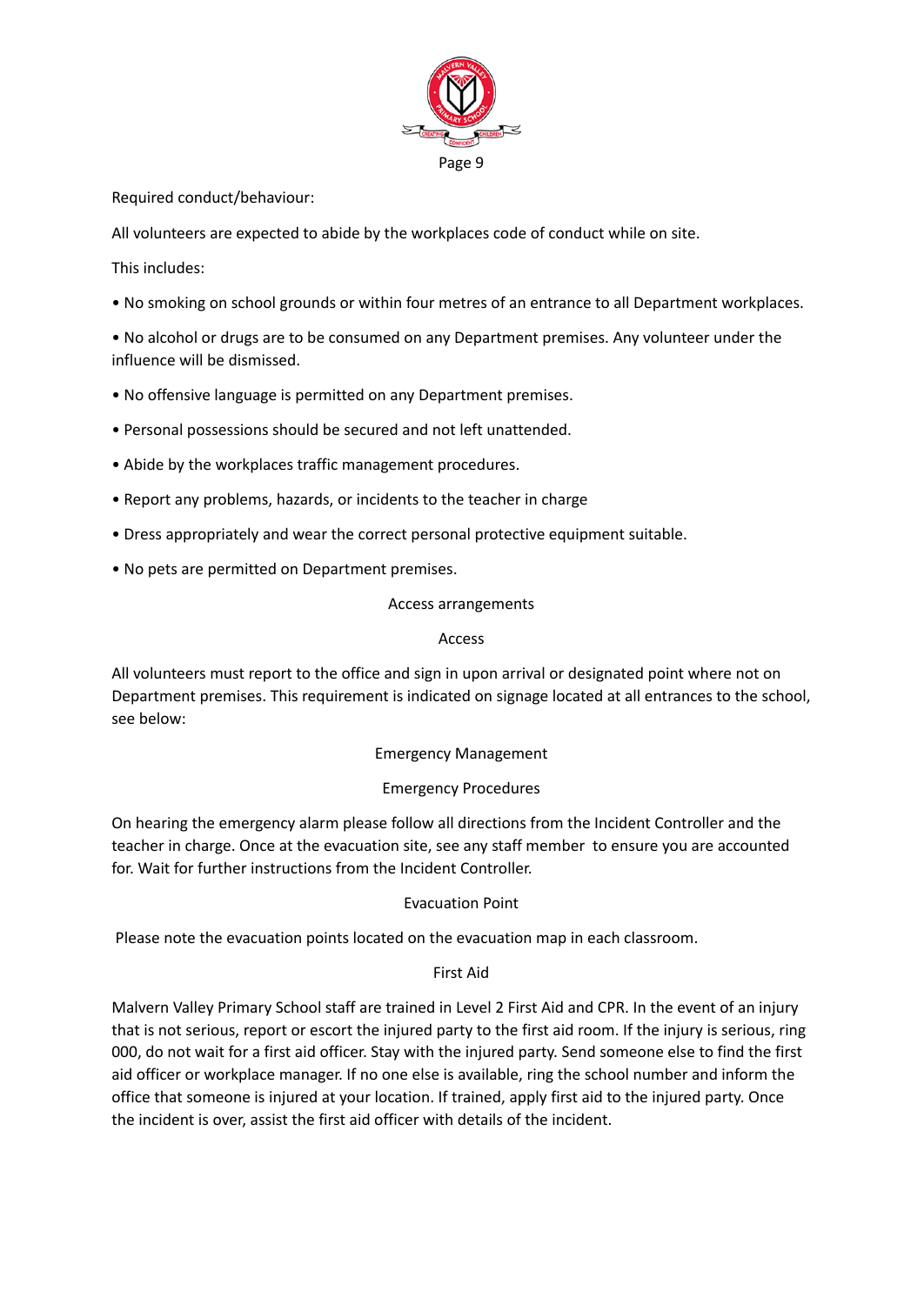Required conduct/behaviour:

All volunteers are expected to abide by the workplaces code of conduct while on site.

This includes:

- No smoking on school grounds or within four metres of an entrance to all Department workplaces.
- No alcohol or drugs are to be consumed on any Department premises. Any volunteer under the influence will be dismissed.
- No offensive language is permitted on any Department premises.
- Personal possessions should be secured and not left unattended.
- Abide by the workplaces traffic management procedures.
- Report any problems, hazards, or incidents to the teacher in charge
- Dress appropriately and wear the correct personal protective equipment suitable.
- No pets are permitted on Department premises.

## Access arrangements

### Access

All volunteers must report to the office and sign in upon arrival or designated point where not on Department premises. This requirement is indicated on signage located at all entrances to the school, see below:

## Emergency Management

### Emergency Procedures

On hearing the emergency alarm please follow all directions from the Incident Controller and the teacher in charge. Once at the evacuation site, see any staff member to ensure you are accounted for. Wait for further instructions from the Incident Controller.

### Evacuation Point

Please note the evacuation points located on the evacuation map in each classroom.

### First Aid

Malvern Valley Primary School staff are trained in Level 2 First Aid and CPR. In the event of an injury that is not serious, report or escort the injured party to the first aid room. If the injury is serious, ring 000, do not wait for a first aid officer. Stay with the injured party. Send someone else to find the first aid officer or workplace manager. If no one else is available, ring the school number and inform the office that someone is injured at your location. If trained, apply first aid to the injured party. Once the incident is over, assist the first aid officer with details of the incident.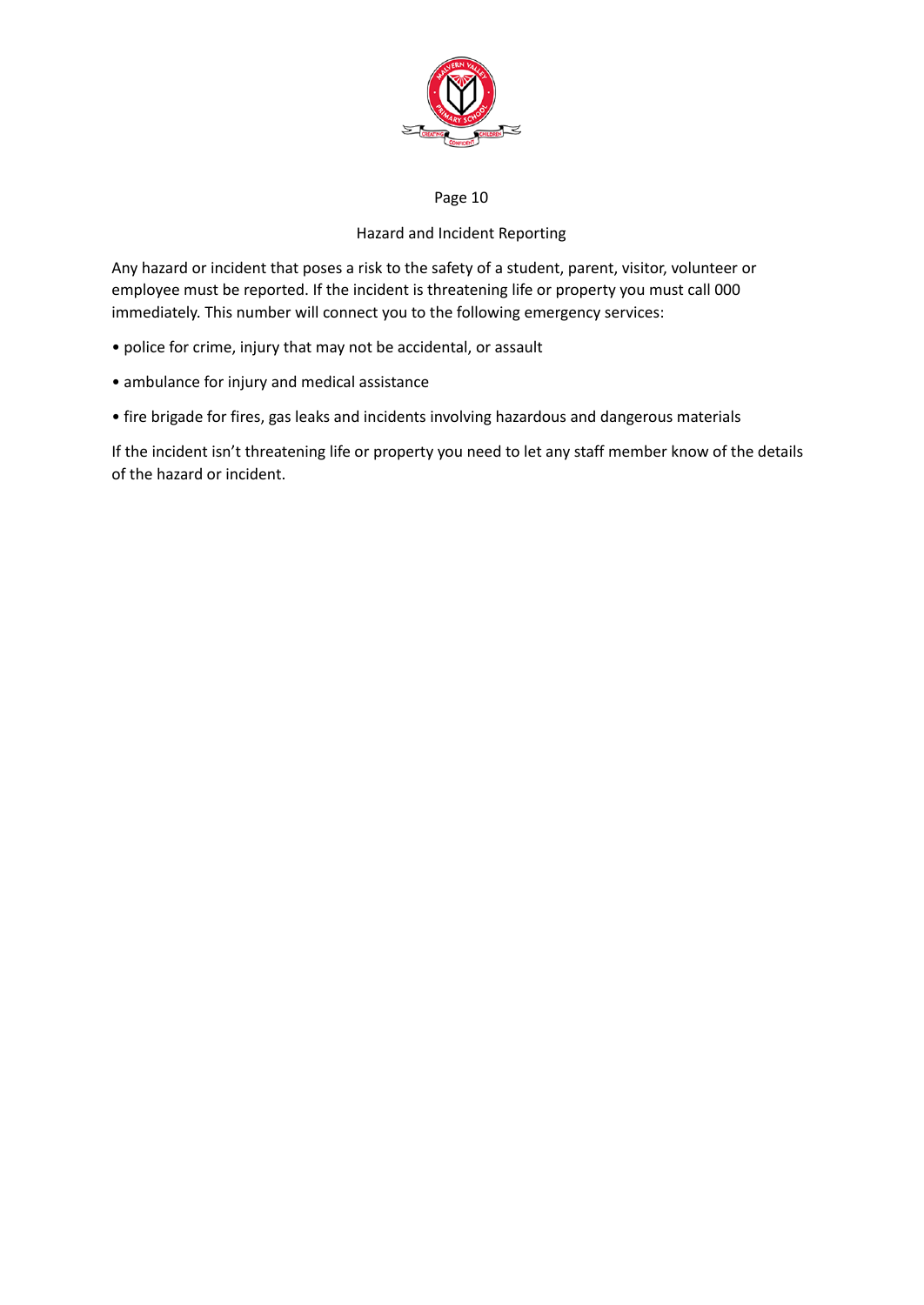## Hazard and Incident Reporting

Any hazard or incident that poses a risk to the safety of a student, parent, visitor, volunteer or employee must be reported. If the incident is threatening life or property you must call 000 immediately. This number will connect you to the following emergency services:

- police for crime, injury that may not be accidental, or assault
- ambulance for injury and medical assistance
- fire brigade for fires, gas leaks and incidents involving hazardous and dangerous materials

If the incident isn't threatening life or property you need to let any staff member know of the details of the hazard or incident.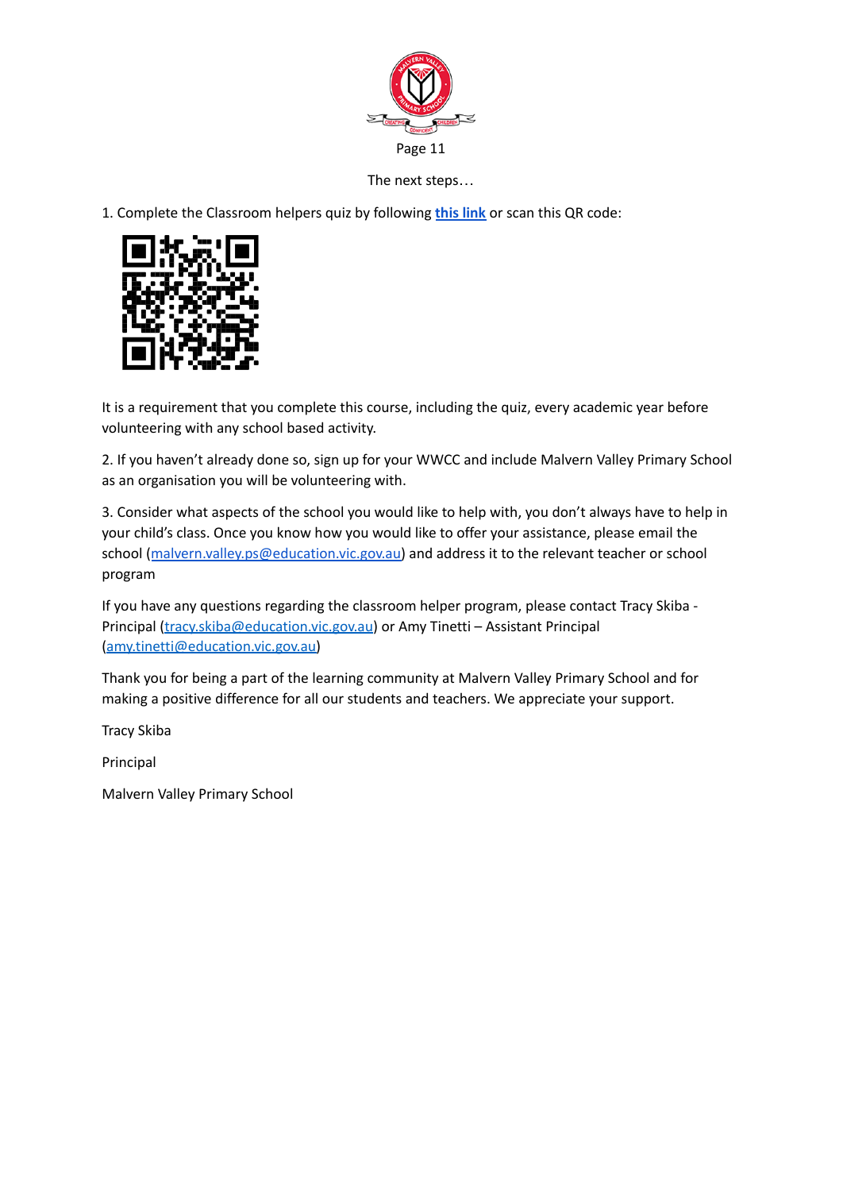The next steps…

1. Complete the Classroom helpers quiz by following **this link** or scan this QR code:

It is a requirement that you complete this course, including the quiz, every academic year before volunteering with any school based activity.

2. If you haven't already done so, sign up for your WWCC and include Malvern Valley Primary School as an organisation you will be volunteering with.

3. Consider what aspects of the school you would like to help with, you don't always have to help in your child's class. Once you know how you would like to offer your assistance, please email the school (malvern.valley.ps@education.vic.gov.au) and address it to the relevant teacher or school program

If you have any questions regarding the classroom helper program, please contact Tracy Skiba - Principal (tracy.skiba@education.vic.gov.au) or Amy Tinetti – Assistant Principal (amy.tinetti@education.vic.gov.au)

Thank you for being a part of the learning community at Malvern Valley Primary School and for making a positive difference for all our students and teachers. We appreciate your support.

Tracy Skiba

Principal

Malvern Valley Primary School